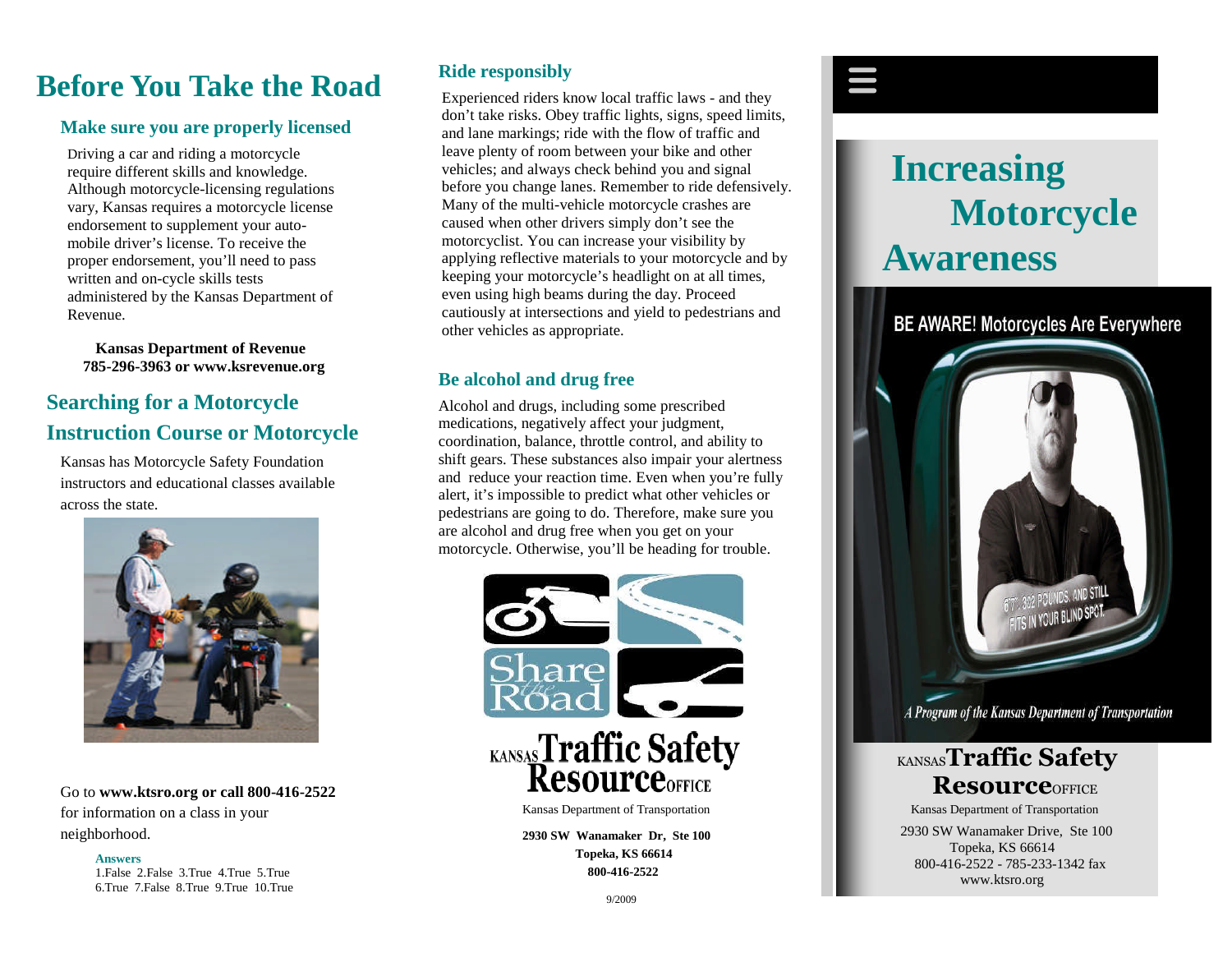# Before You Take the Road

## Make sure you are properly licensed

Driving a car and riding a motorcycle require different skills and knowledge. Although motorcycle-licensing regulations vary, Kansas requires a motorcycle license endorsement to supplement your automobile driver's license. To receive the proper endorsement, you'll need to pass written and on-cycle skills tests administered by the Kansas Department of Revenue.

**Kansas Department of Revenue**
**785-296-3963 or www.ksrevenue.org**

## Searching for a Motorcycle Instruction Course or Motorcycle

Kansas has Motorcycle Safety Foundation instructors and educational classes available across the state.

Go to **www.ktsro.org or call 800-416-2522** for information on a class in your neighborhood.

**Answers**
1.False 2.False 3.True 4.True 5.True
6.True 7.False 8.True 9.True 10.True

## Ride responsibly

Experienced riders know local traffic laws - and they don't take risks. Obey traffic lights, signs, speed limits, and lane markings; ride with the flow of traffic and leave plenty of room between your bike and other vehicles; and always check behind you and signal before you change lanes. Remember to ride defensively. Many of the multi-vehicle motorcycle crashes are caused when other drivers simply don't see the motorcyclist. You can increase your visibility by applying reflective materials to your motorcycle and by keeping your motorcycle's headlight on at all times, even using high beams during the day. Proceed cautiously at intersections and yield to pedestrians and other vehicles as appropriate.

## Be alcohol and drug free

Alcohol and drugs, including some prescribed medications, negatively affect your judgment, coordination, balance, throttle control, and ability to shift gears. These substances also impair your alertness and reduce your reaction time. Even when you're fully alert, it's impossible to predict what other vehicles or pedestrians are going to do. Therefore, make sure you are alcohol and drug free when you get on your motorcycle. Otherwise, you'll be heading for trouble.

Share the Road

KANSAS **Traffic Safety Resource** OFFICE

Kansas Department of Transportation

**2930 SW Wanamaker Dr, Ste 100**
**Topeka, KS 66614**
**800-416-2522**

9/2009

# Increasing Motorcycle Awareness

BE AWARE! Motorcycles Are Everywhere

6'7", 382 POUNDS, AND STILL FITS IN YOUR BLIND SPOT.

*A Program of the Kansas Department of Transportation*

KANSAS **Traffic Safety Resource** OFFICE

Kansas Department of Transportation

2930 SW Wanamaker Drive, Ste 100
Topeka, KS 66614
800-416-2522 - 785-233-1342 fax
www.ktsro.org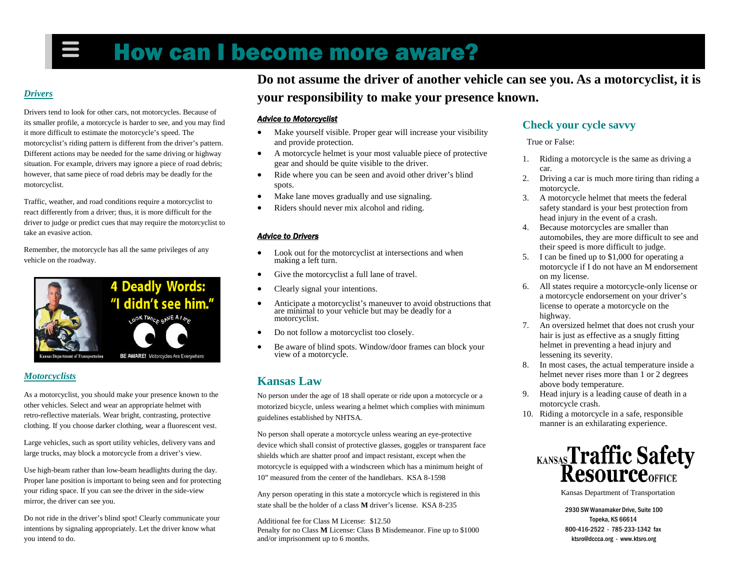# How can I become more aware?

### *Drivers*

Drivers tend to look for other cars, not motorcycles. Because of its smaller profile, a motorcycle is harder to see, and you may find it more difficult to estimate the motorcycle's speed. The motorcyclist's riding pattern is different from the driver's pattern. Different actions may be needed for the same driving or highway situation. For example, drivers may ignore a piece of road debris; however, that same piece of road debris may be deadly for the motorcyclist.

Traffic, weather, and road conditions require a motorcyclist to react differently from a driver; thus, it is more difficult for the driver to judge or predict cues that may require the motorcyclist to take an evasive action.

Remember, the motorcycle has all the same privileges of any vehicle on the roadway.

4 Deadly Words: "I didn't see him."

LOOK TWICE SAVE A LIFE

Kansas Department of Transportation

BE AWARE! Motorcycles Are Everywhere

### *Motorcyclists*

As a motorcyclist, you should make your presence known to the other vehicles. Select and wear an appropriate helmet with retro-reflective materials. Wear bright, contrasting, protective clothing. If you choose darker clothing, wear a fluorescent vest.

Large vehicles, such as sport utility vehicles, delivery vans and large trucks, may block a motorcycle from a driver's view.

Use high-beam rather than low-beam headlights during the day. Proper lane position is important to being seen and for protecting your riding space. If you can see the driver in the side-view mirror, the driver can see you.

Do not ride in the driver's blind spot! Clearly communicate your intentions by signaling appropriately. Let the driver know what you intend to do.

**Do not assume the driver of another vehicle can see you. As a motorcyclist, it is your responsibility to make your presence known.**

***Advice to Motorcyclist***

- Make yourself visible. Proper gear will increase your visibility and provide protection.
- A motorcycle helmet is your most valuable piece of protective gear and should be quite visible to the driver.
- Ride where you can be seen and avoid other driver's blind spots.
- Make lane moves gradually and use signaling.
- Riders should never mix alcohol and riding.

***Advice to Drivers***

- Look out for the motorcyclist at intersections and when making a left turn.
- Give the motorcyclist a full lane of travel.
- Clearly signal your intentions.
- Anticipate a motorcyclist's maneuver to avoid obstructions that are minimal to your vehicle but may be deadly for a motorcyclist.
- Do not follow a motorcyclist too closely.
- Be aware of blind spots. Window/door frames can block your view of a motorcycle.

## Kansas Law

No person under the age of 18 shall operate or ride upon a motorcycle or a motorized bicycle, unless wearing a helmet which complies with minimum guidelines established by NHTSA.

No person shall operate a motorcycle unless wearing an eye-protective device which shall consist of protective glasses, goggles or transparent face shields which are shatter proof and impact resistant, except when the motorcycle is equipped with a windscreen which has a minimum height of 10" measured from the center of the handlebars. KSA 8-1598

Any person operating in this state a motorcycle which is registered in this state shall be the holder of a class **M** driver's license. KSA 8-235

Additional fee for Class M License: $12.50
Penalty for no Class **M** License: Class B Misdemeanor. Fine up to $1000 and/or imprisonment up to 6 months.

## Check your cycle savvy

True or False:

1. Riding a motorcycle is the same as driving a car.
2. Driving a car is much more tiring than riding a motorcycle.
3. A motorcycle helmet that meets the federal safety standard is your best protection from head injury in the event of a crash.
4. Because motorcycles are smaller than automobiles, they are more difficult to see and their speed is more difficult to judge.
5. I can be fined up to $1,000 for operating a motorcycle if I do not have an M endorsement on my license.
6. All states require a motorcycle-only license or a motorcycle endorsement on your driver's license to operate a motorcycle on the highway.
7. An oversized helmet that does not crush your hair is just as effective as a snugly fitting helmet in preventing a head injury and lessening its severity.
8. In most cases, the actual temperature inside a helmet never rises more than 1 or 2 degrees above body temperature.
9. Head injury is a leading cause of death in a motorcycle crash.
10. Riding a motorcycle in a safe, responsible manner is an exhilarating experience.

KANSAS Traffic Safety Resource OFFICE

Kansas Department of Transportation

2930 SW Wanamaker Drive, Suite 100
Topeka, KS 66614
800-416-2522 - 785-233-1342 fax
ktsro@dccca.org - www.ktsro.org